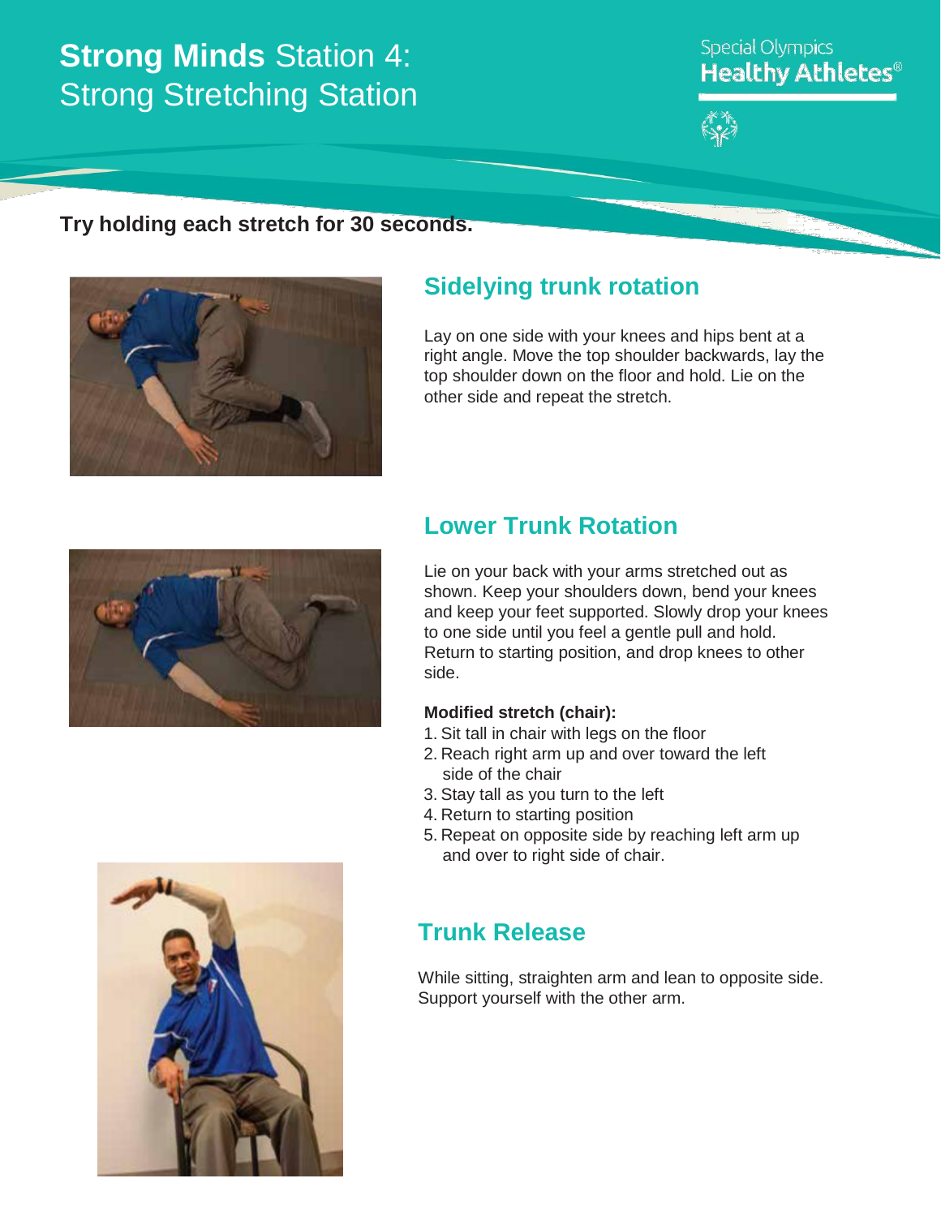# **Strong Minds** Station 4: Strong Stretching Station

Special Olympics
**Healthy Athletes®**

**Try holding each stretch for 30 seconds.**

## Sidelying trunk rotation

Lay on one side with your knees and hips bent at a right angle. Move the top shoulder backwards, lay the top shoulder down on the floor and hold. Lie on the other side and repeat the stretch.

## Lower Trunk Rotation

Lie on your back with your arms stretched out as shown. Keep your shoulders down, bend your knees and keep your feet supported. Slowly drop your knees to one side until you feel a gentle pull and hold. Return to starting position, and drop knees to other side.

**Modified stretch (chair):**

1. Sit tall in chair with legs on the floor
2. Reach right arm up and over toward the left side of the chair
3. Stay tall as you turn to the left
4. Return to starting position
5. Repeat on opposite side by reaching left arm up and over to right side of chair.

## Trunk Release

While sitting, straighten arm and lean to opposite side. Support yourself with the other arm.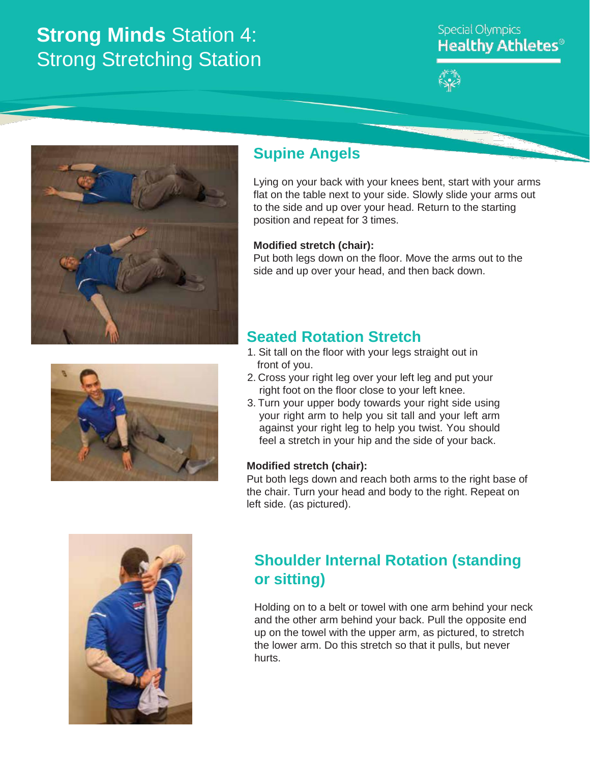# **Strong Minds** Station 4: Strong Stretching Station

Special Olympics
Healthy Athletes®

## Supine Angels

Lying on your back with your knees bent, start with your arms flat on the table next to your side. Slowly slide your arms out to the side and up over your head. Return to the starting position and repeat for 3 times.

**Modified stretch (chair):**
Put both legs down on the floor. Move the arms out to the side and up over your head, and then back down.

## Seated Rotation Stretch

1. Sit tall on the floor with your legs straight out in front of you.
2. Cross your right leg over your left leg and put your right foot on the floor close to your left knee.
3. Turn your upper body towards your right side using your right arm to help you sit tall and your left arm against your right leg to help you twist. You should feel a stretch in your hip and the side of your back.

**Modified stretch (chair):**
Put both legs down and reach both arms to the right base of the chair. Turn your head and body to the right. Repeat on left side. (as pictured).

## Shoulder Internal Rotation (standing or sitting)

Holding on to a belt or towel with one arm behind your neck and the other arm behind your back. Pull the opposite end up on the towel with the upper arm, as pictured, to stretch the lower arm. Do this stretch so that it pulls, but never hurts.